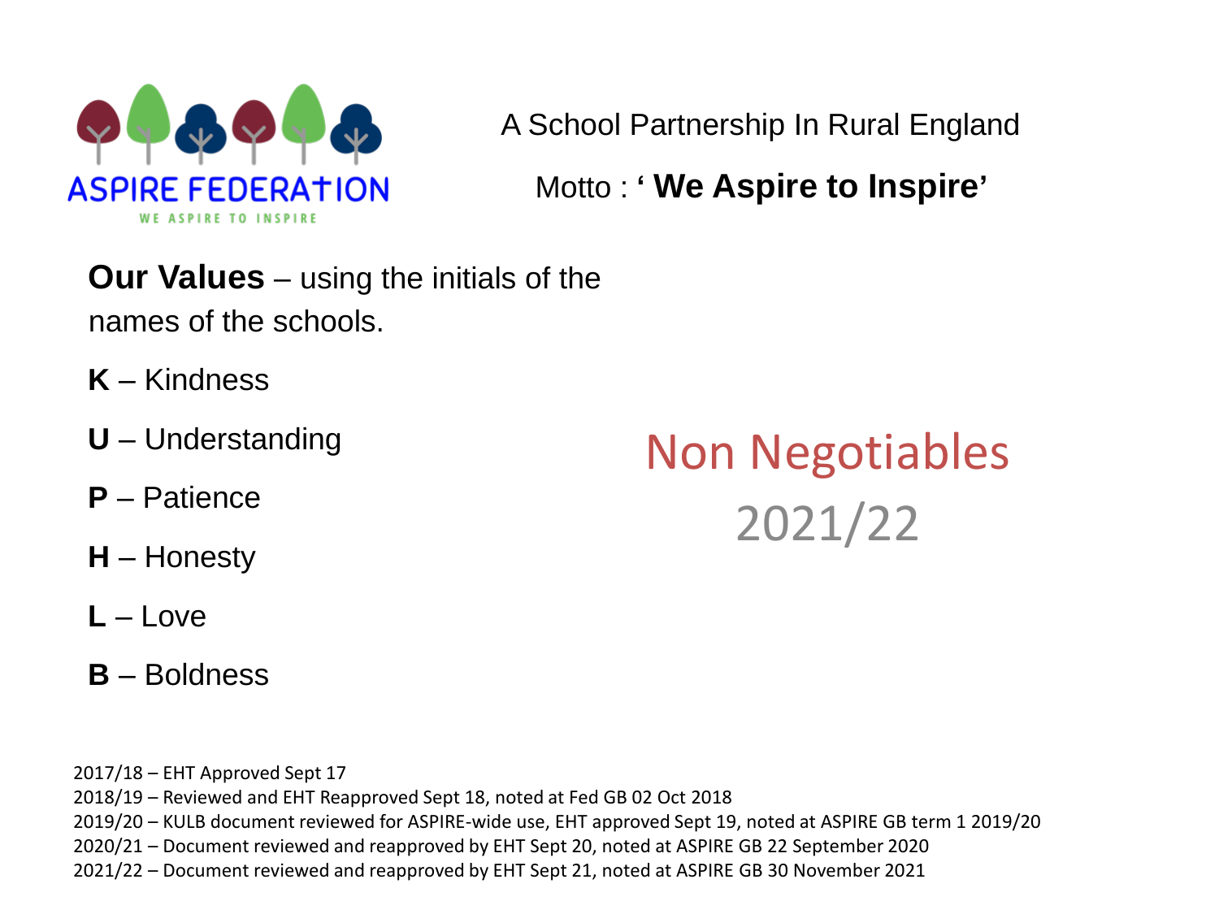ASPIRE FEDERATION

WE ASPIRE TO INSPIRE

A School Partnership In Rural England

Motto : ‘ **We Aspire to Inspire**’

**Our Values** – using the initials of the names of the schools.

**K** – Kindness

**U** – Understanding

**P** – Patience

**H** – Honesty

**L** – Love

**B** – Boldness

# Non Negotiables 2021/22

2017/18 – EHT Approved Sept 17
2018/19 – Reviewed and EHT Reapproved Sept 18, noted at Fed GB 02 Oct 2018
2019/20 – KULB document reviewed for ASPIRE-wide use, EHT approved Sept 19, noted at ASPIRE GB term 1 2019/20
2020/21 – Document reviewed and reapproved by EHT Sept 20, noted at ASPIRE GB 22 September 2020
2021/22 – Document reviewed and reapproved by EHT Sept 21, noted at ASPIRE GB 30 November 2021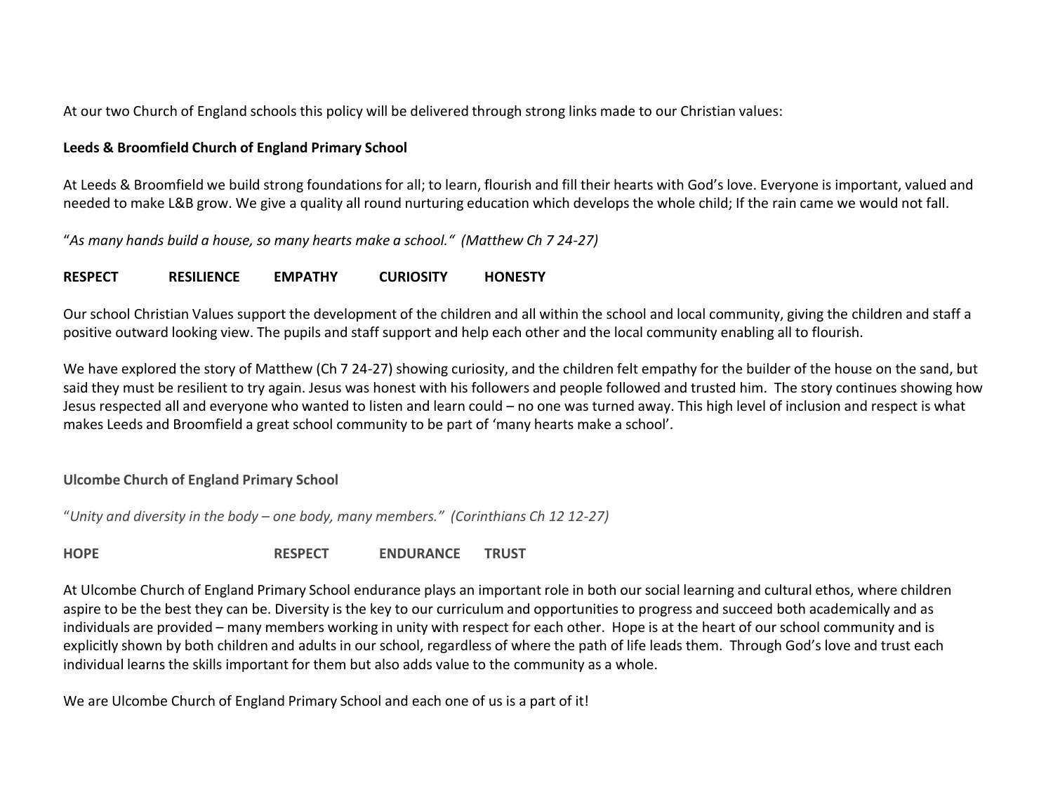At our two Church of England schools this policy will be delivered through strong links made to our Christian values:

**Leeds & Broomfield Church of England Primary School**

At Leeds & Broomfield we build strong foundations for all; to learn, flourish and fill their hearts with God's love. Everyone is important, valued and needed to make L&B grow. We give a quality all round nurturing education which develops the whole child; If the rain came we would not fall.

"*As many hands build a house, so many hearts make a school." (Matthew Ch 7 24-27)*

**RESPECT RESILIENCE EMPATHY CURIOSITY HONESTY**

Our school Christian Values support the development of the children and all within the school and local community, giving the children and staff a positive outward looking view. The pupils and staff support and help each other and the local community enabling all to flourish.

We have explored the story of Matthew (Ch 7 24-27) showing curiosity, and the children felt empathy for the builder of the house on the sand, but said they must be resilient to try again. Jesus was honest with his followers and people followed and trusted him. The story continues showing how Jesus respected all and everyone who wanted to listen and learn could – no one was turned away. This high level of inclusion and respect is what makes Leeds and Broomfield a great school community to be part of 'many hearts make a school'.

**Ulcombe Church of England Primary School**

"*Unity and diversity in the body – one body, many members." (Corinthians Ch 12 12-27)*

**HOPE RESPECT ENDURANCE TRUST**

At Ulcombe Church of England Primary School endurance plays an important role in both our social learning and cultural ethos, where children aspire to be the best they can be. Diversity is the key to our curriculum and opportunities to progress and succeed both academically and as individuals are provided – many members working in unity with respect for each other. Hope is at the heart of our school community and is explicitly shown by both children and adults in our school, regardless of where the path of life leads them. Through God's love and trust each individual learns the skills important for them but also adds value to the community as a whole.

We are Ulcombe Church of England Primary School and each one of us is a part of it!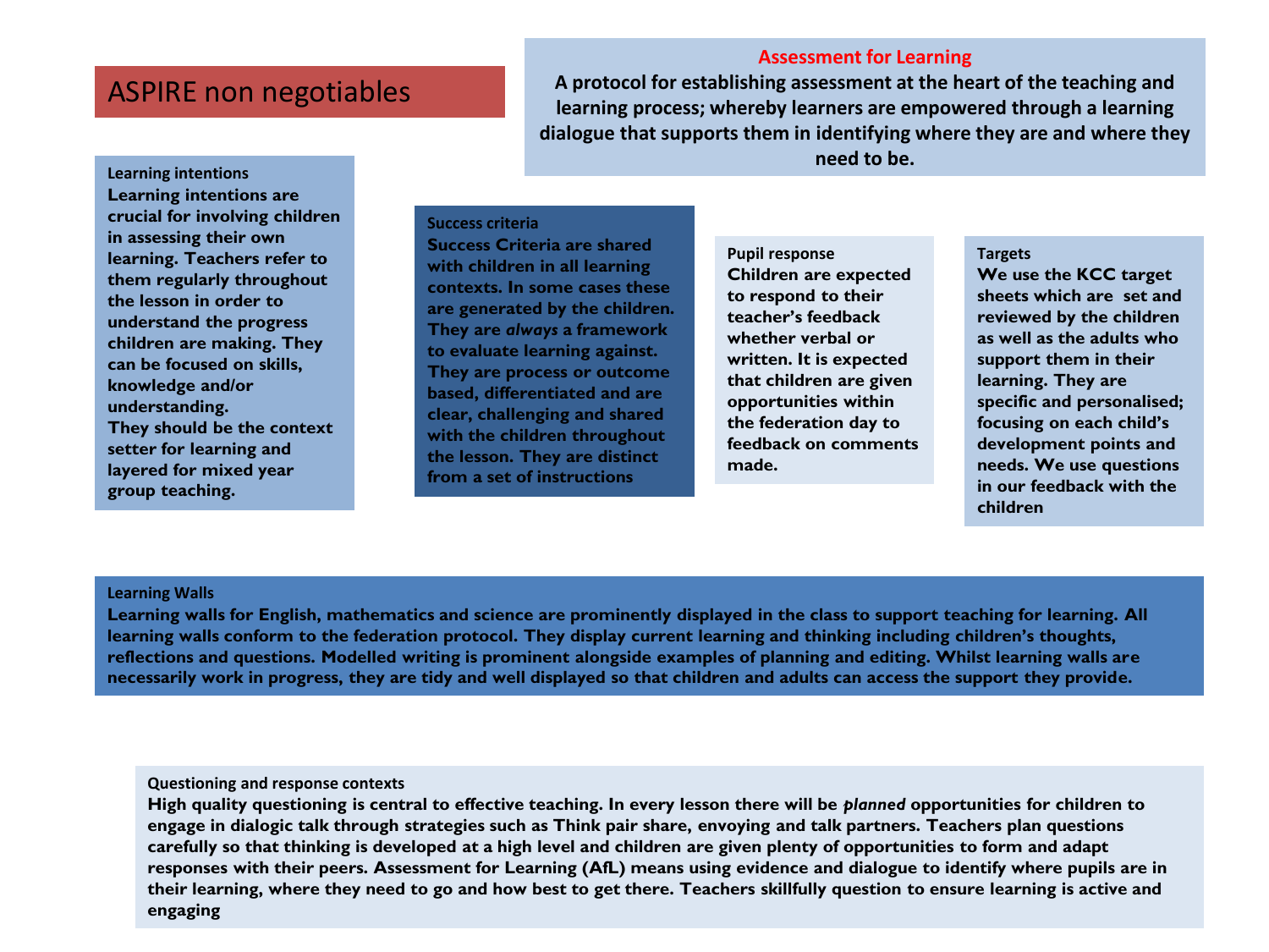# ASPIRE non negotiables

## Assessment for Learning

**A protocol for establishing assessment at the heart of the teaching and learning process; whereby learners are empowered through a learning dialogue that supports them in identifying where they are and where they need to be.**

### Learning intentions

**Learning intentions are crucial for involving children in assessing their own learning. Teachers refer to them regularly throughout the lesson in order to understand the progress children are making. They can be focused on skills, knowledge and/or understanding.**
**They should be the context setter for learning and layered for mixed year group teaching.**

### Success criteria

**Success Criteria are shared with children in all learning contexts. In some cases these are generated by the children. They are *always* a framework to evaluate learning against. They are process or outcome based, differentiated and are clear, challenging and shared with the children throughout the lesson. They are distinct from a set of instructions**

### Pupil response

**Children are expected to respond to their teacher's feedback whether verbal or written. It is expected that children are given opportunities within the federation day to feedback on comments made.**

### Targets

**We use the KCC target sheets which are set and reviewed by the children as well as the adults who support them in their learning. They are specific and personalised; focusing on each child's development points and needs. We use questions in our feedback with the children**

### Learning Walls

**Learning walls for English, mathematics and science are prominently displayed in the class to support teaching for learning. All learning walls conform to the federation protocol. They display current learning and thinking including children's thoughts, reflections and questions. Modelled writing is prominent alongside examples of planning and editing. Whilst learning walls are necessarily work in progress, they are tidy and well displayed so that children and adults can access the support they provide.**

### Questioning and response contexts

**High quality questioning is central to effective teaching. In every lesson there will be *planned* opportunities for children to engage in dialogic talk through strategies such as Think pair share, envoying and talk partners. Teachers plan questions carefully so that thinking is developed at a high level and children are given plenty of opportunities to form and adapt responses with their peers. Assessment for Learning (AfL) means using evidence and dialogue to identify where pupils are in their learning, where they need to go and how best to get there. Teachers skillfully question to ensure learning is active and engaging**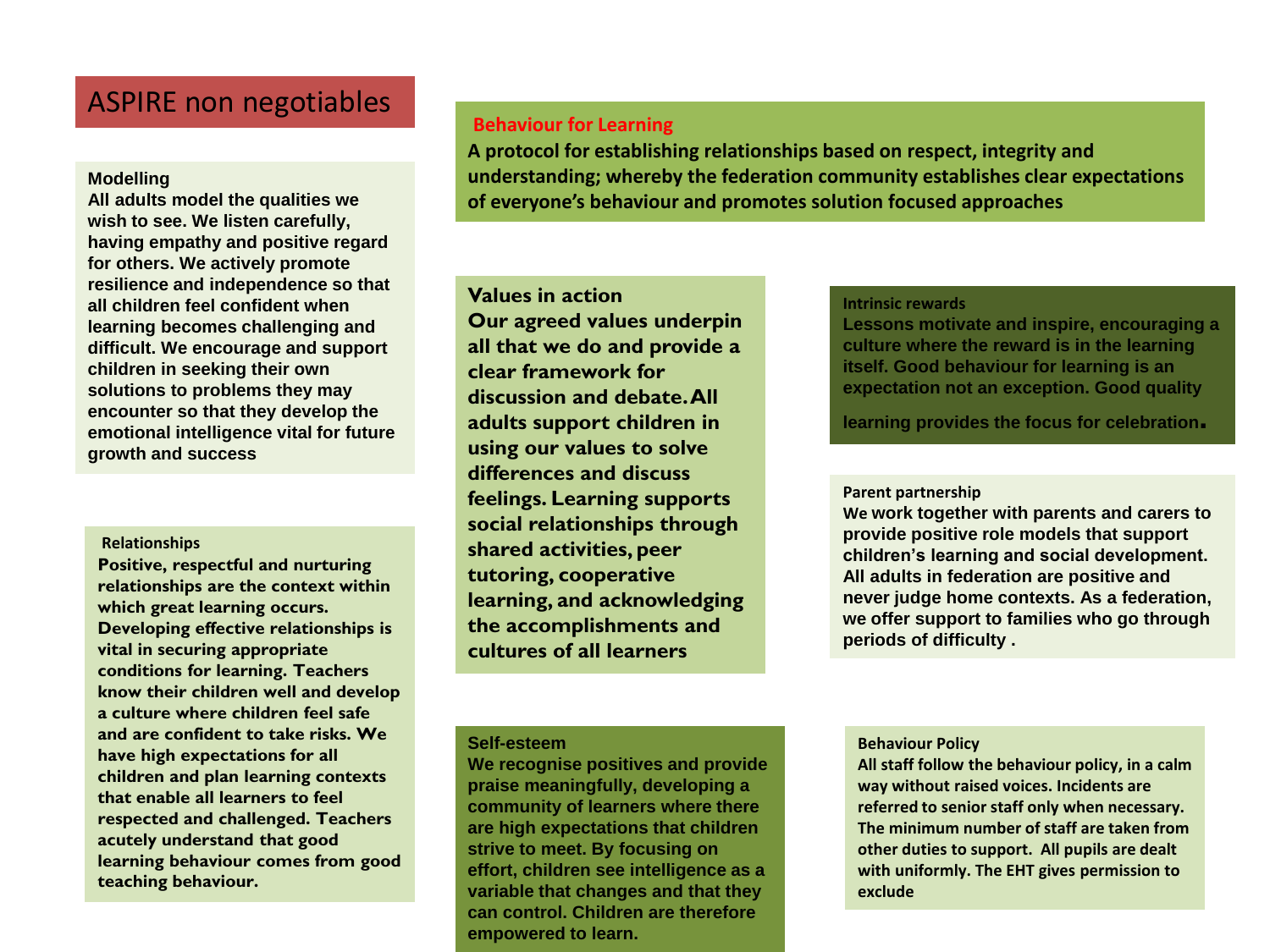# ASPIRE non negotiables

## Behaviour for Learning

**A protocol for establishing relationships based on respect, integrity and understanding; whereby the federation community establishes clear expectations of everyone's behaviour and promotes solution focused approaches**

### Modelling

**All adults model the qualities we wish to see. We listen carefully, having empathy and positive regard for others. We actively promote resilience and independence so that all children feel confident when learning becomes challenging and difficult. We encourage and support children in seeking their own solutions to problems they may encounter so that they develop the emotional intelligence vital for future growth and success**

### Relationships

**Positive, respectful and nurturing relationships are the context within which great learning occurs. Developing effective relationships is vital in securing appropriate conditions for learning. Teachers know their children well and develop a culture where children feel safe and are confident to take risks. We have high expectations for all children and plan learning contexts that enable all learners to feel respected and challenged. Teachers acutely understand that good learning behaviour comes from good teaching behaviour.**

### Values in action

**Our agreed values underpin all that we do and provide a clear framework for discussion and debate. All adults support children in using our values to solve differences and discuss feelings. Learning supports social relationships through shared activities, peer tutoring, cooperative learning, and acknowledging the accomplishments and cultures of all learners**

### Self-esteem

**We recognise positives and provide praise meaningfully, developing a community of learners where there are high expectations that children strive to meet. By focusing on effort, children see intelligence as a variable that changes and that they can control. Children are therefore empowered to learn.**

### Intrinsic rewards

**Lessons motivate and inspire, encouraging a culture where the reward is in the learning itself. Good behaviour for learning is an expectation not an exception. Good quality learning provides the focus for celebration.**

### Parent partnership

**We work together with parents and carers to provide positive role models that support children's learning and social development. All adults in federation are positive and never judge home contexts. As a federation, we offer support to families who go through periods of difficulty .**

### Behaviour Policy

**All staff follow the behaviour policy, in a calm way without raised voices. Incidents are referred to senior staff only when necessary. The minimum number of staff are taken from other duties to support. All pupils are dealt with uniformly. The EHT gives permission to exclude**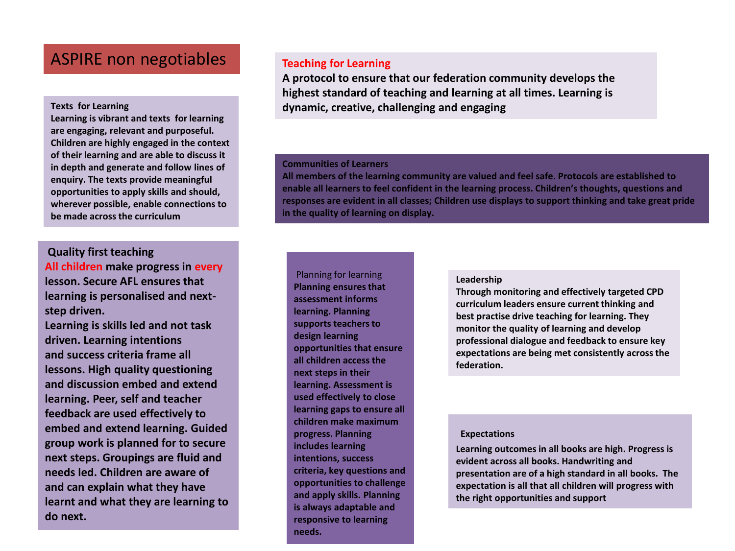# ASPIRE non negotiables

## Teaching for Learning

**A protocol to ensure that our federation community develops the highest standard of teaching and learning at all times. Learning is dynamic, creative, challenging and engaging**

### Texts for Learning

**Learning is vibrant and texts for learning are engaging, relevant and purposeful. Children are highly engaged in the context of their learning and are able to discuss it in depth and generate and follow lines of enquiry. The texts provide meaningful opportunities to apply skills and should, wherever possible, enable connections to be made across the curriculum**

### Communities of Learners

**All members of the learning community are valued and feel safe. Protocols are established to enable all learners to feel confident in the learning process. Children's thoughts, questions and responses are evident in all classes; Children use displays to support thinking and take great pride in the quality of learning on display.**

### Quality first teaching

**All children make progress in every lesson. Secure AFL ensures that learning is personalised and next-step driven.**

**Learning is skills led and not task driven. Learning intentions and success criteria frame all lessons. High quality questioning and discussion embed and extend learning. Peer, self and teacher feedback are used effectively to embed and extend learning. Guided group work is planned for to secure next steps. Groupings are fluid and needs led. Children are aware of and can explain what they have learnt and what they are learning to do next.**

### Planning for learning

**Planning ensures that assessment informs learning. Planning supports teachers to design learning opportunities that ensure all children access the next steps in their learning. Assessment is used effectively to close learning gaps to ensure all children make maximum progress. Planning includes learning intentions, success criteria, key questions and opportunities to challenge and apply skills. Planning is always adaptable and responsive to learning needs.**

### Leadership

**Through monitoring and effectively targeted CPD curriculum leaders ensure current thinking and best practise drive teaching for learning. They monitor the quality of learning and develop professional dialogue and feedback to ensure key expectations are being met consistently across the federation.**

### Expectations

**Learning outcomes in all books are high. Progress is evident across all books. Handwriting and presentation are of a high standard in all books. The expectation is all that all children will progress with the right opportunities and support**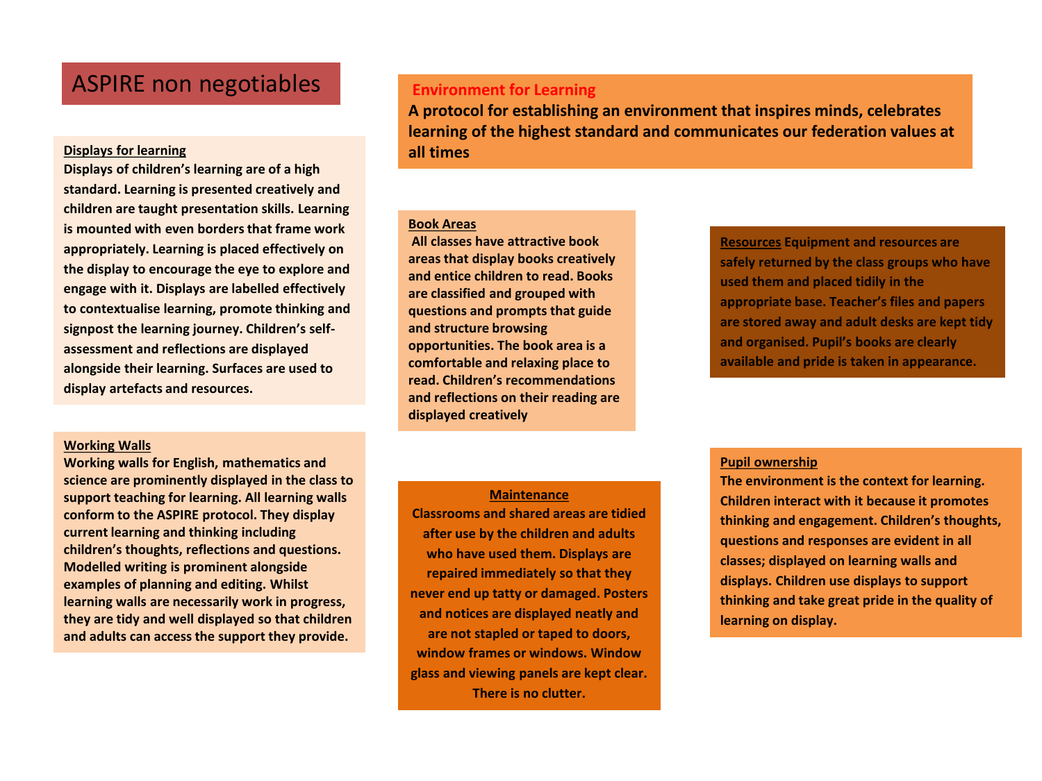# ASPIRE non negotiables

## Environment for Learning

**A protocol for establishing an environment that inspires minds, celebrates learning of the highest standard and communicates our federation values at all times**

**Displays for learning**

**Displays of children's learning are of a high standard. Learning is presented creatively and children are taught presentation skills. Learning is mounted with even borders that frame work appropriately. Learning is placed effectively on the display to encourage the eye to explore and engage with it. Displays are labelled effectively to contextualise learning, promote thinking and signpost the learning journey. Children's self-assessment and reflections are displayed alongside their learning. Surfaces are used to display artefacts and resources.**

**Working Walls**

**Working walls for English, mathematics and science are prominently displayed in the class to support teaching for learning. All learning walls conform to the ASPIRE protocol. They display current learning and thinking including children's thoughts, reflections and questions. Modelled writing is prominent alongside examples of planning and editing. Whilst learning walls are necessarily work in progress, they are tidy and well displayed so that children and adults can access the support they provide.**

**Book Areas**

**All classes have attractive book areas that display books creatively and entice children to read. Books are classified and grouped with questions and prompts that guide and structure browsing opportunities. The book area is a comfortable and relaxing place to read. Children's recommendations and reflections on their reading are displayed creatively**

**Maintenance**

**Classrooms and shared areas are tidied after use by the children and adults who have used them. Displays are repaired immediately so that they never end up tatty or damaged. Posters and notices are displayed neatly and are not stapled or taped to doors, window frames or windows. Window glass and viewing panels are kept clear. There is no clutter.**

**Resources** **Equipment and resources are safely returned by the class groups who have used them and placed tidily in the appropriate base. Teacher's files and papers are stored away and adult desks are kept tidy and organised. Pupil's books are clearly available and pride is taken in appearance.**

**Pupil ownership**

**The environment is the context for learning. Children interact with it because it promotes thinking and engagement. Children's thoughts, questions and responses are evident in all classes; displayed on learning walls and displays. Children use displays to support thinking and take great pride in the quality of learning on display.**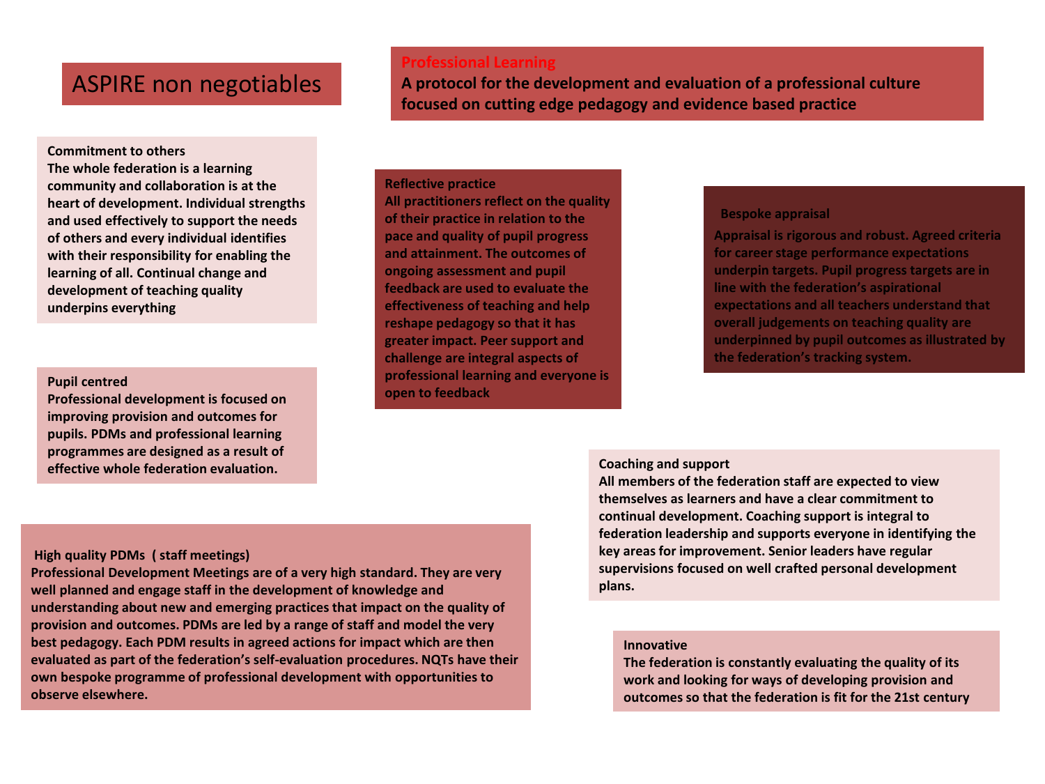# ASPIRE non negotiables

## Professional Learning

**A protocol for the development and evaluation of a professional culture focused on cutting edge pedagogy and evidence based practice**

**Commitment to others**
**The whole federation is a learning community and collaboration is at the heart of development. Individual strengths and used effectively to support the needs of others and every individual identifies with their responsibility for enabling the learning of all. Continual change and development of teaching quality underpins everything**

**Pupil centred**
**Professional development is focused on improving provision and outcomes for pupils. PDMs and professional learning programmes are designed as a result of effective whole federation evaluation.**

**Reflective practice**
**All practitioners reflect on the quality of their practice in relation to the pace and quality of pupil progress and attainment. The outcomes of ongoing assessment and pupil feedback are used to evaluate the effectiveness of teaching and help reshape pedagogy so that it has greater impact. Peer support and challenge are integral aspects of professional learning and everyone is open to feedback**

**Bespoke appraisal**
**Appraisal is rigorous and robust. Agreed criteria for career stage performance expectations underpin targets. Pupil progress targets are in line with the federation's aspirational expectations and all teachers understand that overall judgements on teaching quality are underpinned by pupil outcomes as illustrated by the federation's tracking system.**

**High quality PDMs ( staff meetings)**
**Professional Development Meetings are of a very high standard. They are very well planned and engage staff in the development of knowledge and understanding about new and emerging practices that impact on the quality of provision and outcomes. PDMs are led by a range of staff and model the very best pedagogy. Each PDM results in agreed actions for impact which are then evaluated as part of the federation's self-evaluation procedures. NQTs have their own bespoke programme of professional development with opportunities to observe elsewhere.**

**Coaching and support**
**All members of the federation staff are expected to view themselves as learners and have a clear commitment to continual development. Coaching support is integral to federation leadership and supports everyone in identifying the key areas for improvement. Senior leaders have regular supervisions focused on well crafted personal development plans.**

**Innovative**
**The federation is constantly evaluating the quality of its work and looking for ways of developing provision and outcomes so that the federation is fit for the 21st century**